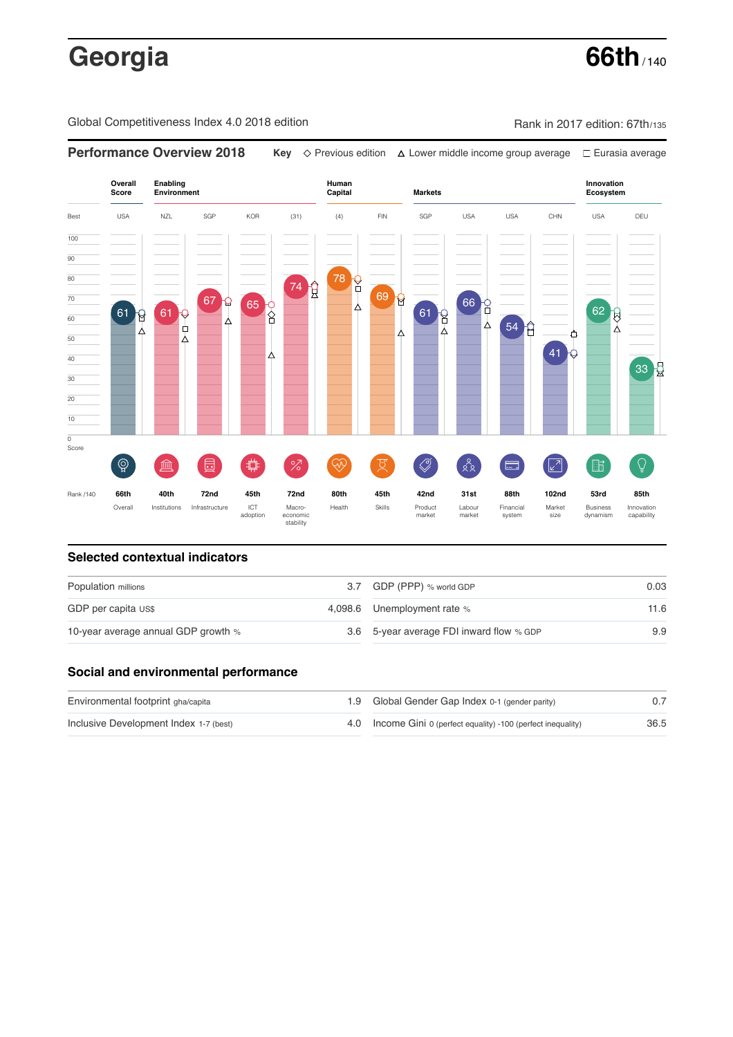# Georgia

**66th** / 140

Global Competitiveness Index 4.0 2018 edition

Rank in 2017 edition: 67th/135

## Performance Overview 2018

Key: ◇ Previous edition △ Lower middle income group average □ Eurasia average

| | Overall Score | Enabling Environment | | | | Human Capital | | Markets | | | | Innovation Ecosystem | |
|---|---|---|---|---|---|---|---|---|---|---|---|---|---|
| Best | USA | NZL | SGP | KOR | (31) | (4) | FIN | SGP | USA | USA | CHN | USA | DEU |
| Score | 61 | 61 | 67 | 65 | 74 | 78 | 69 | 61 | 66 | 54 | 41 | 62 | 33 |
| Rank /140 | 66th | 40th | 72nd | 45th | 72nd | 80th | 45th | 42nd | 31st | 88th | 102nd | 53rd | 85th |
| | Overall | Institutions | Infrastructure | ICT adoption | Macro-economic stability | Health | Skills | Product market | Labour market | Financial system | Market size | Business dynamism | Innovation capability |

## Selected contextual indicators

| | | | |
|---|---|---|---|
| Population millions | 3.7 | GDP (PPP) % world GDP | 0.03 |
| GDP per capita US$ | 4,098.6 | Unemployment rate % | 11.6 |
| 10-year average annual GDP growth % | 3.6 | 5-year average FDI inward flow % GDP | 9.9 |

## Social and environmental performance

| | | | |
|---|---|---|---|
| Environmental footprint gha/capita | 1.9 | Global Gender Gap Index 0-1 (gender parity) | 0.7 |
| Inclusive Development Index 1-7 (best) | 4.0 | Income Gini 0 (perfect equality) -100 (perfect inequality) | 36.5 |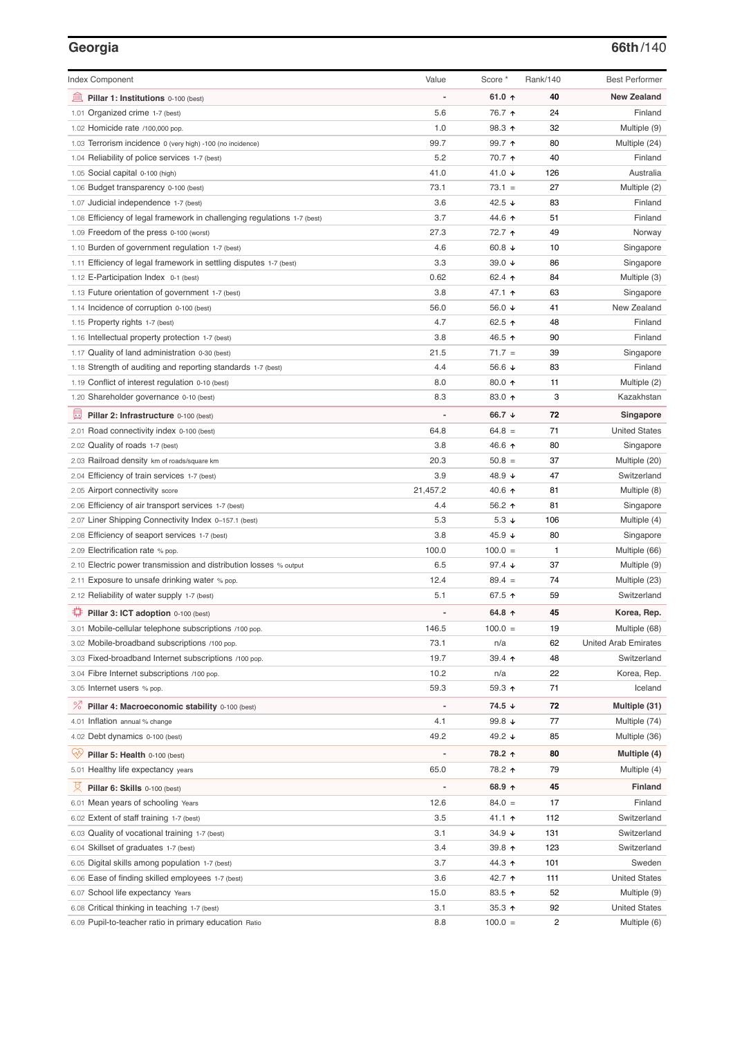## Georgia

**66th**/140

| Index Component | Value | Score * | Rank/140 | Best Performer |
|---|---|---|---|---|
| **Pillar 1: Institutions** 0-100 (best) | - | **61.0 ↑** | **40** | **New Zealand** |
| 1.01 Organized crime 1-7 (best) | 5.6 | 76.7 ↑ | 24 | Finland |
| 1.02 Homicide rate /100,000 pop. | 1.0 | 98.3 ↑ | 32 | Multiple (9) |
| 1.03 Terrorism incidence 0 (very high) -100 (no incidence) | 99.7 | 99.7 ↑ | 80 | Multiple (24) |
| 1.04 Reliability of police services 1-7 (best) | 5.2 | 70.7 ↑ | 40 | Finland |
| 1.05 Social capital 0-100 (high) | 41.0 | 41.0 ↓ | 126 | Australia |
| 1.06 Budget transparency 0-100 (best) | 73.1 | 73.1 = | 27 | Multiple (2) |
| 1.07 Judicial independence 1-7 (best) | 3.6 | 42.5 ↓ | 83 | Finland |
| 1.08 Efficiency of legal framework in challenging regulations 1-7 (best) | 3.7 | 44.6 ↑ | 51 | Finland |
| 1.09 Freedom of the press 0-100 (worst) | 27.3 | 72.7 ↑ | 49 | Norway |
| 1.10 Burden of government regulation 1-7 (best) | 4.6 | 60.8 ↓ | 10 | Singapore |
| 1.11 Efficiency of legal framework in settling disputes 1-7 (best) | 3.3 | 39.0 ↓ | 86 | Singapore |
| 1.12 E-Participation Index 0-1 (best) | 0.62 | 62.4 ↑ | 84 | Multiple (3) |
| 1.13 Future orientation of government 1-7 (best) | 3.8 | 47.1 ↑ | 63 | Singapore |
| 1.14 Incidence of corruption 0-100 (best) | 56.0 | 56.0 ↓ | 41 | New Zealand |
| 1.15 Property rights 1-7 (best) | 4.7 | 62.5 ↑ | 48 | Finland |
| 1.16 Intellectual property protection 1-7 (best) | 3.8 | 46.5 ↑ | 90 | Finland |
| 1.17 Quality of land administration 0-30 (best) | 21.5 | 71.7 = | 39 | Singapore |
| 1.18 Strength of auditing and reporting standards 1-7 (best) | 4.4 | 56.6 ↓ | 83 | Finland |
| 1.19 Conflict of interest regulation 0-10 (best) | 8.0 | 80.0 ↑ | 11 | Multiple (2) |
| 1.20 Shareholder governance 0-10 (best) | 8.3 | 83.0 ↑ | 3 | Kazakhstan |
| **Pillar 2: Infrastructure** 0-100 (best) | - | **66.7 ↓** | **72** | **Singapore** |
| 2.01 Road connectivity index 0-100 (best) | 64.8 | 64.8 = | 71 | United States |
| 2.02 Quality of roads 1-7 (best) | 3.8 | 46.6 ↑ | 80 | Singapore |
| 2.03 Railroad density km of roads/square km | 20.3 | 50.8 = | 37 | Multiple (20) |
| 2.04 Efficiency of train services 1-7 (best) | 3.9 | 48.9 ↓ | 47 | Switzerland |
| 2.05 Airport connectivity score | 21,457.2 | 40.6 ↑ | 81 | Multiple (8) |
| 2.06 Efficiency of air transport services 1-7 (best) | 4.4 | 56.2 ↑ | 81 | Singapore |
| 2.07 Liner Shipping Connectivity Index 0–157.1 (best) | 5.3 | 5.3 ↓ | 106 | Multiple (4) |
| 2.08 Efficiency of seaport services 1-7 (best) | 3.8 | 45.9 ↓ | 80 | Singapore |
| 2.09 Electrification rate % pop. | 100.0 | 100.0 = | 1 | Multiple (66) |
| 2.10 Electric power transmission and distribution losses % output | 6.5 | 97.4 ↓ | 37 | Multiple (9) |
| 2.11 Exposure to unsafe drinking water % pop. | 12.4 | 89.4 = | 74 | Multiple (23) |
| 2.12 Reliability of water supply 1-7 (best) | 5.1 | 67.5 ↑ | 59 | Switzerland |
| **Pillar 3: ICT adoption** 0-100 (best) | - | **64.8 ↑** | **45** | **Korea, Rep.** |
| 3.01 Mobile-cellular telephone subscriptions /100 pop. | 146.5 | 100.0 = | 19 | Multiple (68) |
| 3.02 Mobile-broadband subscriptions /100 pop. | 73.1 | n/a | 62 | United Arab Emirates |
| 3.03 Fixed-broadband Internet subscriptions /100 pop. | 19.7 | 39.4 ↑ | 48 | Switzerland |
| 3.04 Fibre Internet subscriptions /100 pop. | 10.2 | n/a | 22 | Korea, Rep. |
| 3.05 Internet users % pop. | 59.3 | 59.3 ↑ | 71 | Iceland |
| **Pillar 4: Macroeconomic stability** 0-100 (best) | - | **74.5 ↓** | **72** | **Multiple (31)** |
| 4.01 Inflation annual % change | 4.1 | 99.8 ↓ | 77 | Multiple (74) |
| 4.02 Debt dynamics 0-100 (best) | 49.2 | 49.2 ↓ | 85 | Multiple (36) |
| **Pillar 5: Health** 0-100 (best) | - | **78.2 ↑** | **80** | **Multiple (4)** |
| 5.01 Healthy life expectancy years | 65.0 | 78.2 ↑ | 79 | Multiple (4) |
| **Pillar 6: Skills** 0-100 (best) | - | **68.9 ↑** | **45** | **Finland** |
| 6.01 Mean years of schooling Years | 12.6 | 84.0 = | 17 | Finland |
| 6.02 Extent of staff training 1-7 (best) | 3.5 | 41.1 ↑ | 112 | Switzerland |
| 6.03 Quality of vocational training 1-7 (best) | 3.1 | 34.9 ↓ | 131 | Switzerland |
| 6.04 Skillset of graduates 1-7 (best) | 3.4 | 39.8 ↑ | 123 | Switzerland |
| 6.05 Digital skills among population 1-7 (best) | 3.7 | 44.3 ↑ | 101 | Sweden |
| 6.06 Ease of finding skilled employees 1-7 (best) | 3.6 | 42.7 ↑ | 111 | United States |
| 6.07 School life expectancy Years | 15.0 | 83.5 ↑ | 52 | Multiple (9) |
| 6.08 Critical thinking in teaching 1-7 (best) | 3.1 | 35.3 ↑ | 92 | United States |
| 6.09 Pupil-to-teacher ratio in primary education Ratio | 8.8 | 100.0 = | 2 | Multiple (6) |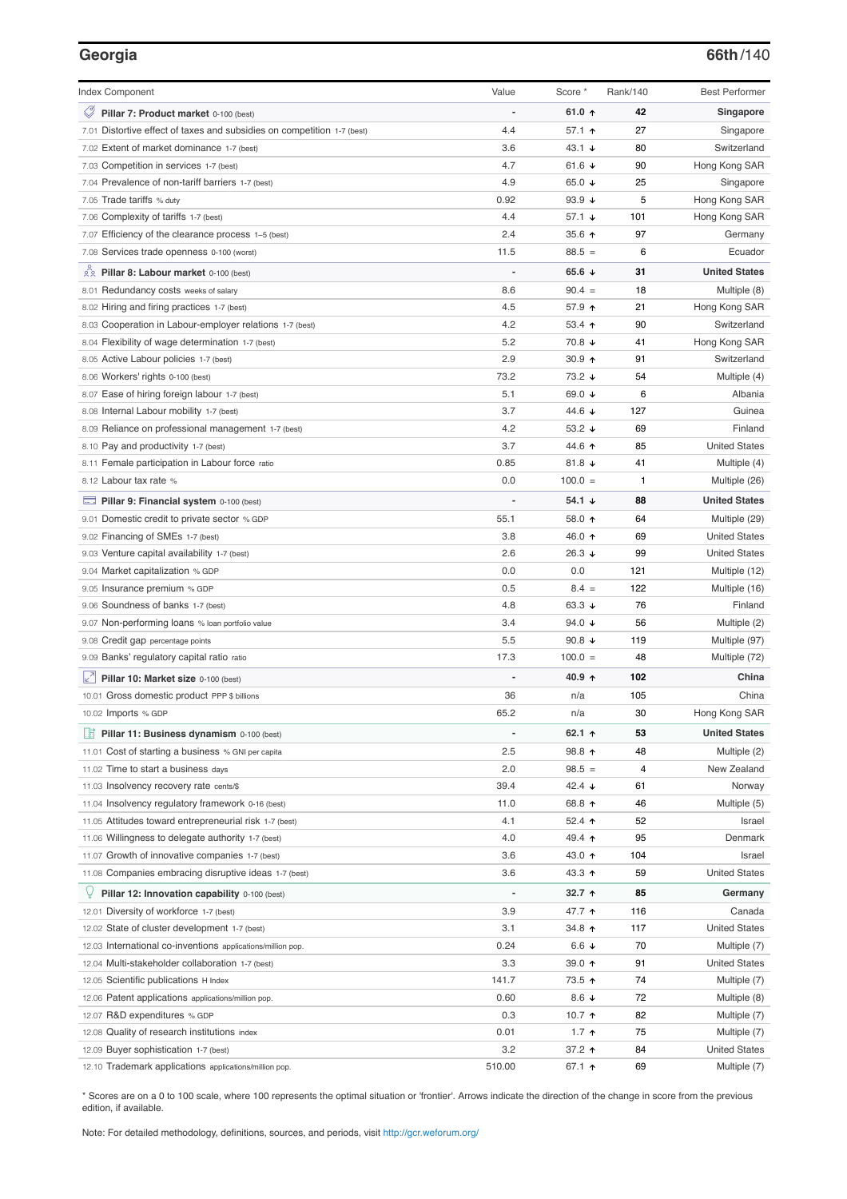## Georgia

**66th/140**

| Index Component | Value | Score * | Rank/140 | Best Performer |
|---|---|---|---|---|
| **Pillar 7: Product market** 0-100 (best) | - | **61.0 ↑** | **42** | **Singapore** |
| 7.01 Distortive effect of taxes and subsidies on competition 1-7 (best) | 4.4 | 57.1 ↑ | 27 | Singapore |
| 7.02 Extent of market dominance 1-7 (best) | 3.6 | 43.1 ↓ | 80 | Switzerland |
| 7.03 Competition in services 1-7 (best) | 4.7 | 61.6 ↓ | 90 | Hong Kong SAR |
| 7.04 Prevalence of non-tariff barriers 1-7 (best) | 4.9 | 65.0 ↓ | 25 | Singapore |
| 7.05 Trade tariffs % duty | 0.92 | 93.9 ↓ | 5 | Hong Kong SAR |
| 7.06 Complexity of tariffs 1-7 (best) | 4.4 | 57.1 ↓ | 101 | Hong Kong SAR |
| 7.07 Efficiency of the clearance process 1–5 (best) | 2.4 | 35.6 ↑ | 97 | Germany |
| 7.08 Services trade openness 0-100 (worst) | 11.5 | 88.5 = | 6 | Ecuador |
| **Pillar 8: Labour market** 0-100 (best) | - | **65.6 ↓** | **31** | **United States** |
| 8.01 Redundancy costs weeks of salary | 8.6 | 90.4 = | 18 | Multiple (8) |
| 8.02 Hiring and firing practices 1-7 (best) | 4.5 | 57.9 ↑ | 21 | Hong Kong SAR |
| 8.03 Cooperation in Labour-employer relations 1-7 (best) | 4.2 | 53.4 ↑ | 90 | Switzerland |
| 8.04 Flexibility of wage determination 1-7 (best) | 5.2 | 70.8 ↓ | 41 | Hong Kong SAR |
| 8.05 Active Labour policies 1-7 (best) | 2.9 | 30.9 ↑ | 91 | Switzerland |
| 8.06 Workers' rights 0-100 (best) | 73.2 | 73.2 ↓ | 54 | Multiple (4) |
| 8.07 Ease of hiring foreign labour 1-7 (best) | 5.1 | 69.0 ↓ | 6 | Albania |
| 8.08 Internal Labour mobility 1-7 (best) | 3.7 | 44.6 ↓ | 127 | Guinea |
| 8.09 Reliance on professional management 1-7 (best) | 4.2 | 53.2 ↓ | 69 | Finland |
| 8.10 Pay and productivity 1-7 (best) | 3.7 | 44.6 ↑ | 85 | United States |
| 8.11 Female participation in Labour force ratio | 0.85 | 81.8 ↓ | 41 | Multiple (4) |
| 8.12 Labour tax rate % | 0.0 | 100.0 = | 1 | Multiple (26) |
| **Pillar 9: Financial system** 0-100 (best) | - | **54.1 ↓** | **88** | **United States** |
| 9.01 Domestic credit to private sector % GDP | 55.1 | 58.0 ↑ | 64 | Multiple (29) |
| 9.02 Financing of SMEs 1-7 (best) | 3.8 | 46.0 ↑ | 69 | United States |
| 9.03 Venture capital availability 1-7 (best) | 2.6 | 26.3 ↓ | 99 | United States |
| 9.04 Market capitalization % GDP | 0.0 | 0.0 | 121 | Multiple (12) |
| 9.05 Insurance premium % GDP | 0.5 | 8.4 = | 122 | Multiple (16) |
| 9.06 Soundness of banks 1-7 (best) | 4.8 | 63.3 ↓ | 76 | Finland |
| 9.07 Non-performing loans % loan portfolio value | 3.4 | 94.0 ↓ | 56 | Multiple (2) |
| 9.08 Credit gap percentage points | 5.5 | 90.8 ↓ | 119 | Multiple (97) |
| 9.09 Banks' regulatory capital ratio ratio | 17.3 | 100.0 = | 48 | Multiple (72) |
| **Pillar 10: Market size** 0-100 (best) | - | **40.9 ↑** | **102** | **China** |
| 10.01 Gross domestic product PPP $ billions | 36 | n/a | 105 | China |
| 10.02 Imports % GDP | 65.2 | n/a | 30 | Hong Kong SAR |
| **Pillar 11: Business dynamism** 0-100 (best) | - | **62.1 ↑** | **53** | **United States** |
| 11.01 Cost of starting a business % GNI per capita | 2.5 | 98.8 ↑ | 48 | Multiple (2) |
| 11.02 Time to start a business days | 2.0 | 98.5 = | 4 | New Zealand |
| 11.03 Insolvency recovery rate cents/$ | 39.4 | 42.4 ↓ | 61 | Norway |
| 11.04 Insolvency regulatory framework 0-16 (best) | 11.0 | 68.8 ↑ | 46 | Multiple (5) |
| 11.05 Attitudes toward entrepreneurial risk 1-7 (best) | 4.1 | 52.4 ↑ | 52 | Israel |
| 11.06 Willingness to delegate authority 1-7 (best) | 4.0 | 49.4 ↑ | 95 | Denmark |
| 11.07 Growth of innovative companies 1-7 (best) | 3.6 | 43.0 ↑ | 104 | Israel |
| 11.08 Companies embracing disruptive ideas 1-7 (best) | 3.6 | 43.3 ↑ | 59 | United States |
| **Pillar 12: Innovation capability** 0-100 (best) | - | **32.7 ↑** | **85** | **Germany** |
| 12.01 Diversity of workforce 1-7 (best) | 3.9 | 47.7 ↑ | 116 | Canada |
| 12.02 State of cluster development 1-7 (best) | 3.1 | 34.8 ↑ | 117 | United States |
| 12.03 International co-inventions applications/million pop. | 0.24 | 6.6 ↓ | 70 | Multiple (7) |
| 12.04 Multi-stakeholder collaboration 1-7 (best) | 3.3 | 39.0 ↑ | 91 | United States |
| 12.05 Scientific publications H Index | 141.7 | 73.5 ↑ | 74 | Multiple (7) |
| 12.06 Patent applications applications/million pop. | 0.60 | 8.6 ↓ | 72 | Multiple (8) |
| 12.07 R&D expenditures % GDP | 0.3 | 10.7 ↑ | 82 | Multiple (7) |
| 12.08 Quality of research institutions index | 0.01 | 1.7 ↑ | 75 | Multiple (7) |
| 12.09 Buyer sophistication 1-7 (best) | 3.2 | 37.2 ↑ | 84 | United States |
| 12.10 Trademark applications applications/million pop. | 510.00 | 67.1 ↑ | 69 | Multiple (7) |

* Scores are on a 0 to 100 scale, where 100 represents the optimal situation or 'frontier'. Arrows indicate the direction of the change in score from the previous edition, if available.

Note: For detailed methodology, definitions, sources, and periods, visit http://gcr.weforum.org/